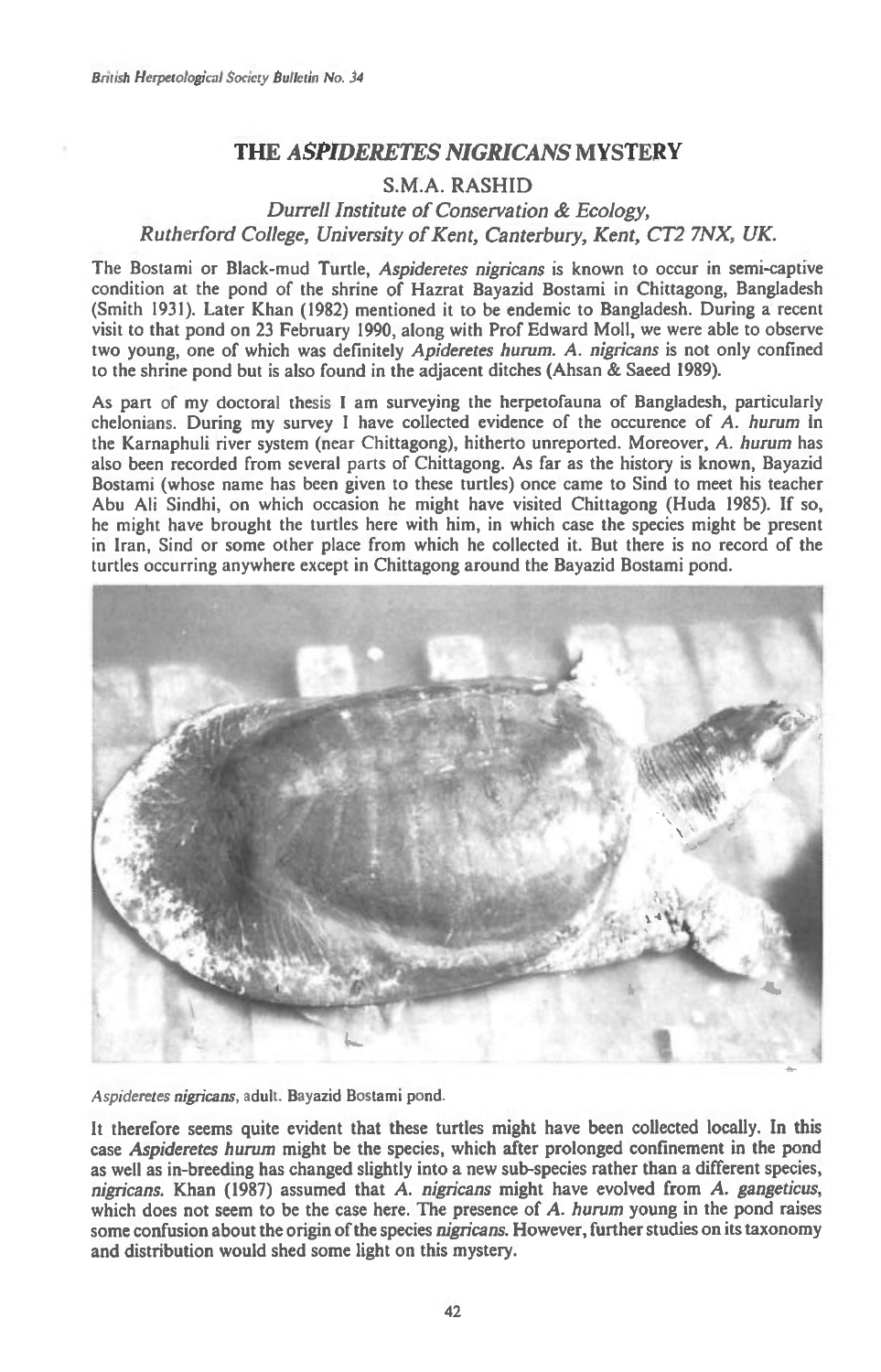# THE *ASPIDERETES NIGRICANS* MYSTERY

S.M.A. RASHID

*Durrell Institute of Conservation & Ecology, Rutherford College, University of Kent, Canterbury, Kent, CT2 7NX, UK.*

The Bostami or Black-mud Turtle, *Aspideretes nigricans* is known to occur in semi-captive condition at the pond of the shrine of Hazrat Bayazid Bostami in Chittagong, Bangladesh (Smith 1931). Later Khan (1982) mentioned it to be endemic to Bangladesh. During a recent visit to that pond on 23 February 1990, along with Prof Edward Moll, we were able to observe two young, one of which was definitely *Apideretes hurum. A. nigricans* is not only confined to the shrine pond but is also found in the adjacent ditches (Ahsan & Saeed 1989).

As part of my doctoral thesis I am surveying the herpetofauna of Bangladesh, particularly chelonians. During my survey I have collected evidence of the occurence of *A. hurum* in the Karnaphuli river system (near Chittagong), hitherto unreported. Moreover, *A. hurum* has also been recorded from several parts of Chittagong. As far as the history is known, Bayazid Bostami (whose name has been given to these turtles) once came to Sind to meet his teacher Abu Ali Sindhi, on which occasion he might have visited Chittagong (Huda 1985). If so, he might have brought the turtles here with him, in which case the species might be present in Iran, Sind or some other place from which he collected it. But there is no record of the turtles occurring anywhere except in Chittagong around the Bayazid Bostami pond.

*Aspideretes nigricans*, adult. Bayazid Bostami pond.

It therefore seems quite evident that these turtles might have been collected locally. In this case *Aspideretes hurum* might be the species, which after prolonged confinement in the pond as well as in-breeding has changed slightly into a new sub-species rather than a different species, *nigricans*. Khan (1987) assumed that *A. nigricans* might have evolved from *A. gangeticus*, which does not seem to be the case here. The presence of *A. hurum* young in the pond raises some confusion about the origin of the species *nigricans*. However, further studies on its taxonomy and distribution would shed some light on this mystery.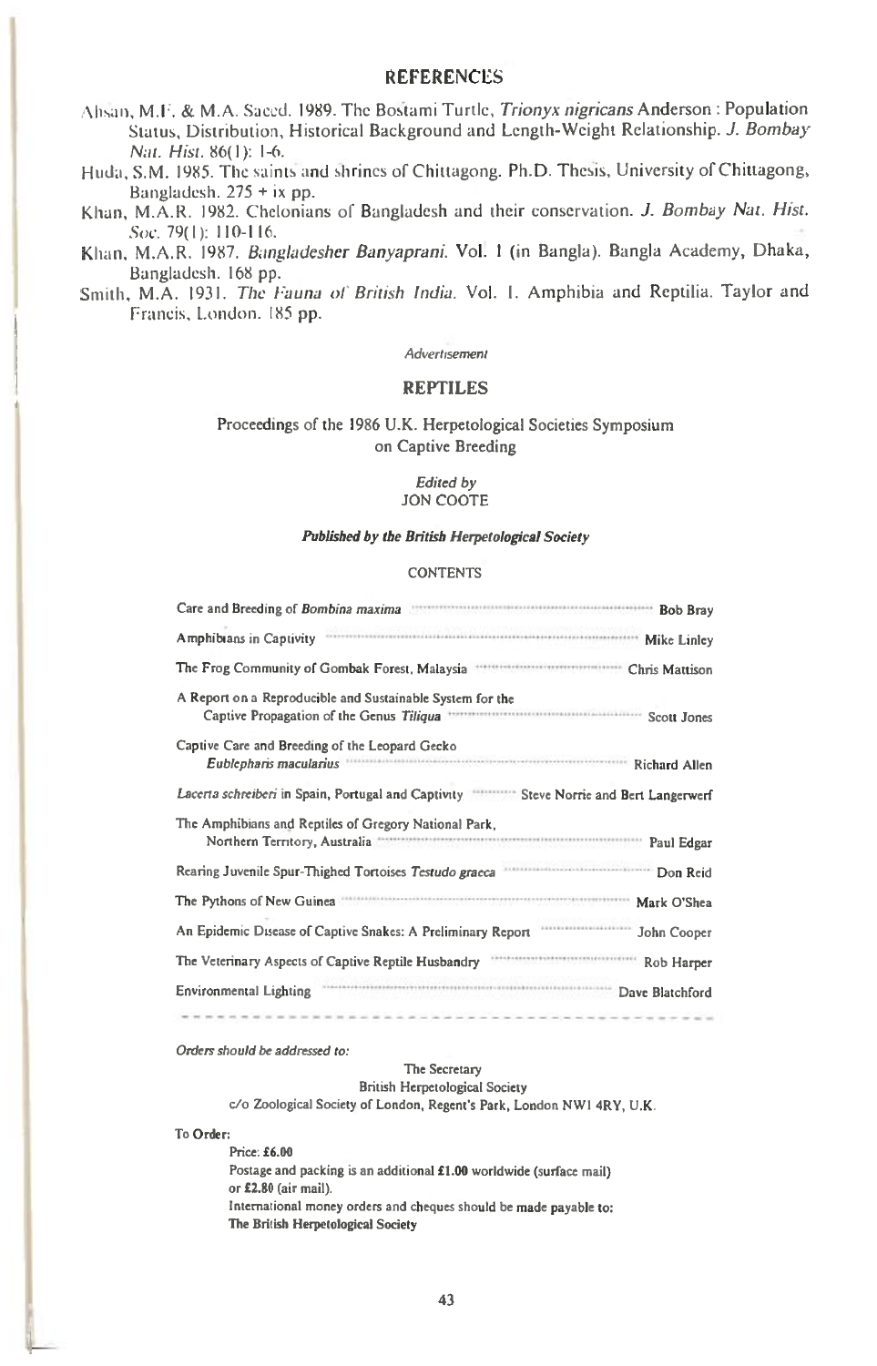## REFERENCES

Ahsan, M.F. & M.A. Saeed. 1989. The Bostami Turtle, *Trionyx nigricans* Anderson : Population Status, Distribution, Historical Background and Length-Weight Relationship. *J. Bombay Nat. Hist.* 86(1): 1-6.

Huda, S.M. 1985. The saints and shrines of Chittagong. Ph.D. Thesis, University of Chittagong, Bangladesh. 275 + ix pp.

Khan, M.A.R. 1982. Chelonians of Bangladesh and their conservation. *J. Bombay Nat. Hist. Soc.* 79(1): 110-116.

Khan, M.A.R. 1987. *Bangladesher Banyaprani*. Vol. 1 (in Bangla). Bangla Academy, Dhaka, Bangladesh. 168 pp.

Smith, M.A. 1931. *The Fauna of British India*. Vol. 1. Amphibia and Reptilia. Taylor and Francis, London. 185 pp.

*Advertisement*

## REPTILES

Proceedings of the 1986 U.K. Herpetological Societies Symposium on Captive Breeding

*Edited by*
JON COOTE

***Published by the British Herpetological Society***

CONTENTS

| | |
|---|---|
| Care and Breeding of *Bombina maxima* | Bob Bray |
| Amphibians in Captivity | Mike Linley |
| The Frog Community of Gombak Forest, Malaysia | Chris Mattison |
| A Report on a Reproducible and Sustainable System for the Captive Propagation of the Genus *Tiliqua* | Scott Jones |
| Captive Care and Breeding of the Leopard Gecko *Eublepharis macularius* | Richard Allen |
| *Lacerta schreiberi* in Spain, Portugal and Captivity | Steve Norrie and Bert Langerwerf |
| The Amphibians and Reptiles of Gregory National Park, Northern Territory, Australia | Paul Edgar |
| Rearing Juvenile Spur-Thighed Tortoises *Testudo graeca* | Don Reid |
| The Pythons of New Guinea | Mark O'Shea |
| An Epidemic Disease of Captive Snakes: A Preliminary Report | John Cooper |
| The Veterinary Aspects of Captive Reptile Husbandry | Rob Harper |
| Environmental Lighting | Dave Blatchford |

*Orders should be addressed to:*

The Secretary
British Herpetological Society
c/o Zoological Society of London, Regent's Park, London NW1 4RY, U.K.

**To Order:**

Price: **£6.00**
Postage and packing is an additional **£1.00** worldwide (surface mail) or **£2.80** (air mail).
International money orders and cheques should be made payable to:
**The British Herpetological Society**